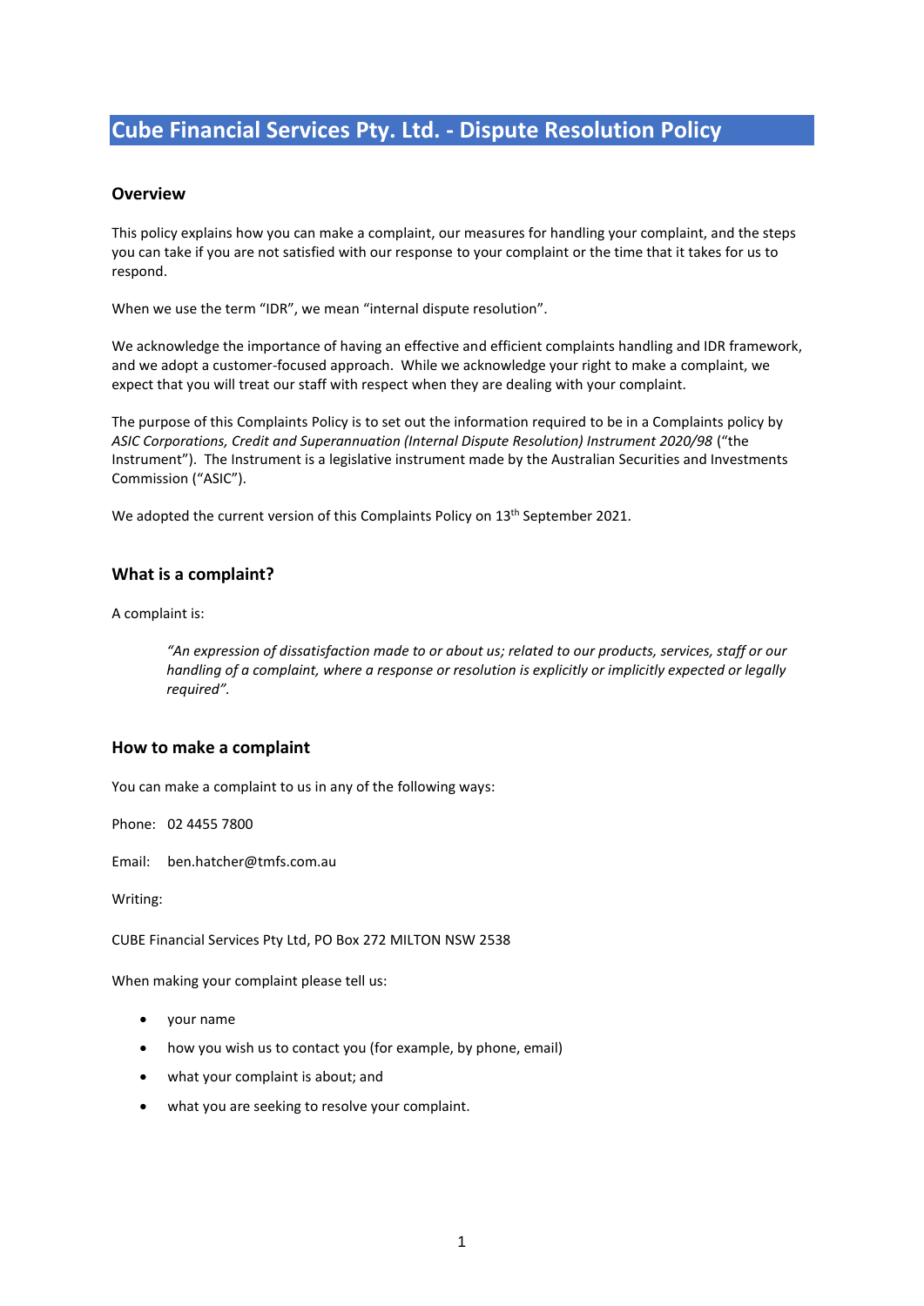# Cube Financial Services Pty. Ltd. - Dispute Resolution Policy

## Overview

This policy explains how you can make a complaint, our measures for handling your complaint, and the steps you can take if you are not satisfied with our response to your complaint or the time that it takes for us to respond.

When we use the term "IDR", we mean "internal dispute resolution".

We acknowledge the importance of having an effective and efficient complaints handling and IDR framework, and we adopt a customer-focused approach. While we acknowledge your right to make a complaint, we expect that you will treat our staff with respect when they are dealing with your complaint.

The purpose of this Complaints Policy is to set out the information required to be in a Complaints policy by *ASIC Corporations, Credit and Superannuation (Internal Dispute Resolution) Instrument 2020/98* ("the Instrument"). The Instrument is a legislative instrument made by the Australian Securities and Investments Commission ("ASIC").

We adopted the current version of this Complaints Policy on 13th September 2021.

## What is a complaint?

A complaint is:

> *"An expression of dissatisfaction made to or about us; related to our products, services, staff or our handling of a complaint, where a response or resolution is explicitly or implicitly expected or legally required".*

## How to make a complaint

You can make a complaint to us in any of the following ways:

Phone: 02 4455 7800

Email: ben.hatcher@tmfs.com.au

Writing:

CUBE Financial Services Pty Ltd, PO Box 272 MILTON NSW 2538

When making your complaint please tell us:

- your name
- how you wish us to contact you (for example, by phone, email)
- what your complaint is about; and
- what you are seeking to resolve your complaint.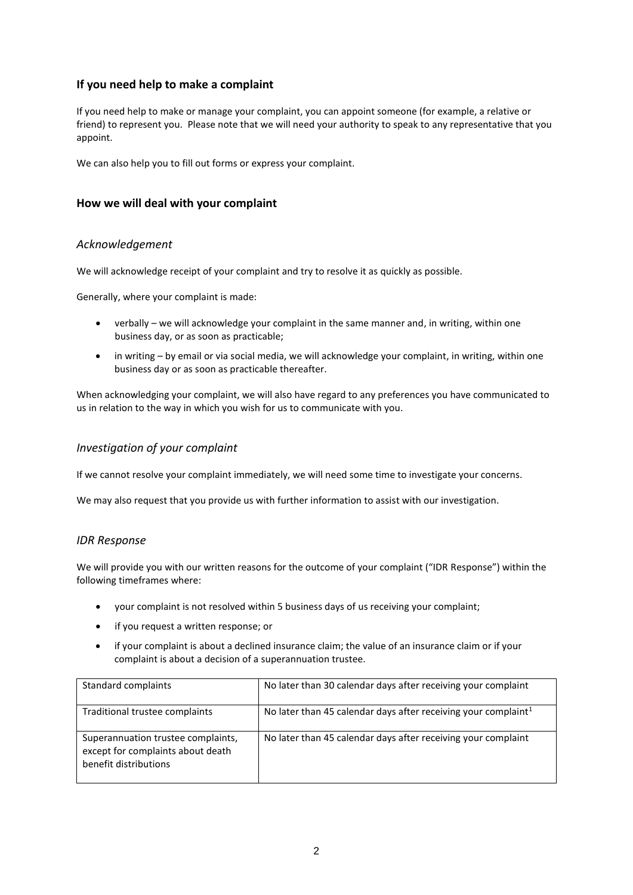## If you need help to make a complaint

If you need help to make or manage your complaint, you can appoint someone (for example, a relative or friend) to represent you. Please note that we will need your authority to speak to any representative that you appoint.

We can also help you to fill out forms or express your complaint.

## How we will deal with your complaint

### *Acknowledgement*

We will acknowledge receipt of your complaint and try to resolve it as quickly as possible.

Generally, where your complaint is made:

- verbally – we will acknowledge your complaint in the same manner and, in writing, within one business day, or as soon as practicable;
- in writing – by email or via social media, we will acknowledge your complaint, in writing, within one business day or as soon as practicable thereafter.

When acknowledging your complaint, we will also have regard to any preferences you have communicated to us in relation to the way in which you wish for us to communicate with you.

### *Investigation of your complaint*

If we cannot resolve your complaint immediately, we will need some time to investigate your concerns.

We may also request that you provide us with further information to assist with our investigation.

### *IDR Response*

We will provide you with our written reasons for the outcome of your complaint ("IDR Response") within the following timeframes where:

- your complaint is not resolved within 5 business days of us receiving your complaint;
- if you request a written response; or
- if your complaint is about a declined insurance claim; the value of an insurance claim or if your complaint is about a decision of a superannuation trustee.

| Standard complaints | No later than 30 calendar days after receiving your complaint |
|---|---|
| Traditional trustee complaints | No later than 45 calendar days after receiving your complaint[1] |
| Superannuation trustee complaints, except for complaints about death benefit distributions | No later than 45 calendar days after receiving your complaint |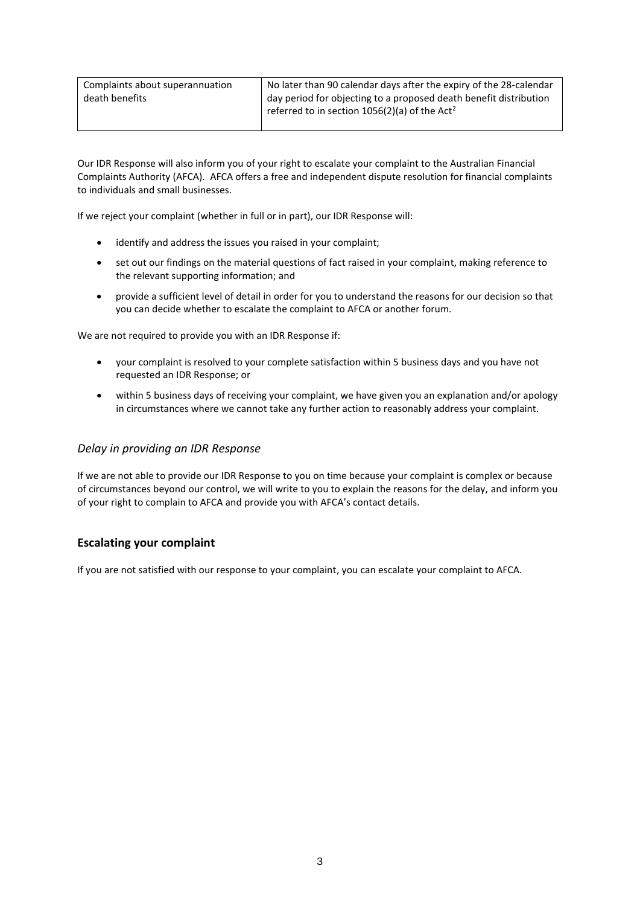| Complaints about superannuation death benefits | No later than 90 calendar days after the expiry of the 28-calendar day period for objecting to a proposed death benefit distribution referred to in section 1056(2)(a) of the Act[2] |
|---|---|

Our IDR Response will also inform you of your right to escalate your complaint to the Australian Financial Complaints Authority (AFCA). AFCA offers a free and independent dispute resolution for financial complaints to individuals and small businesses.

If we reject your complaint (whether in full or in part), our IDR Response will:

- identify and address the issues you raised in your complaint;
- set out our findings on the material questions of fact raised in your complaint, making reference to the relevant supporting information; and
- provide a sufficient level of detail in order for you to understand the reasons for our decision so that you can decide whether to escalate the complaint to AFCA or another forum.

We are not required to provide you with an IDR Response if:

- your complaint is resolved to your complete satisfaction within 5 business days and you have not requested an IDR Response; or
- within 5 business days of receiving your complaint, we have given you an explanation and/or apology in circumstances where we cannot take any further action to reasonably address your complaint.

### *Delay in providing an IDR Response*

If we are not able to provide our IDR Response to you on time because your complaint is complex or because of circumstances beyond our control, we will write to you to explain the reasons for the delay, and inform you of your right to complain to AFCA and provide you with AFCA's contact details.

## Escalating your complaint

If you are not satisfied with our response to your complaint, you can escalate your complaint to AFCA.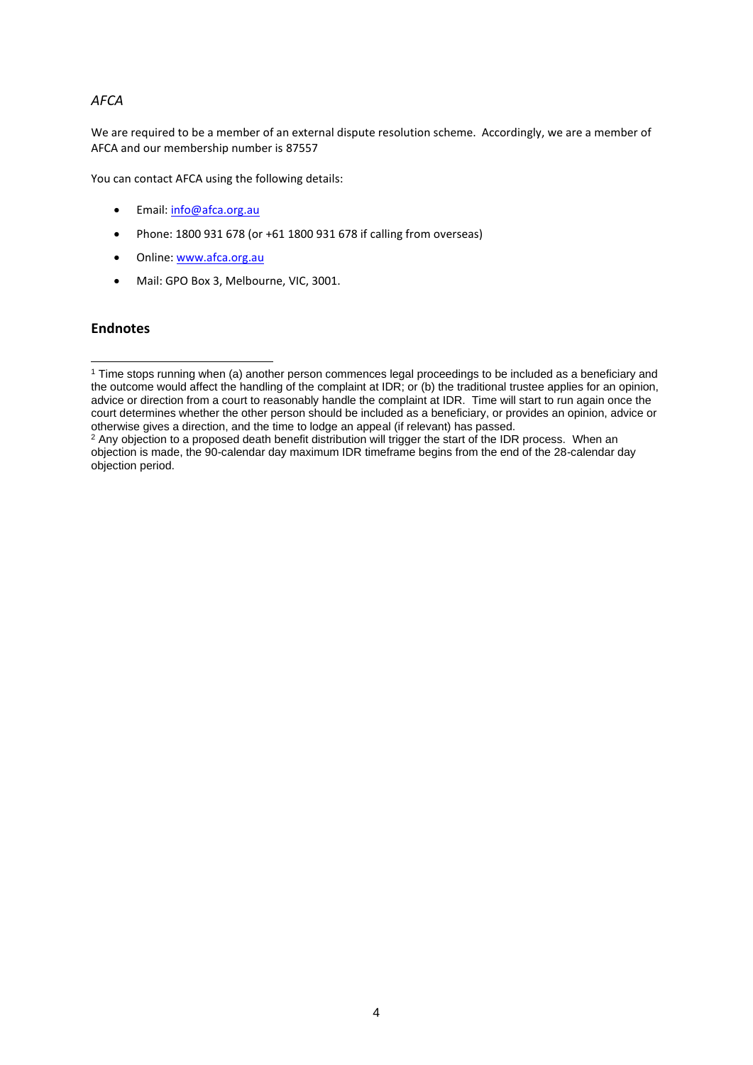*AFCA*

We are required to be a member of an external dispute resolution scheme. Accordingly, we are a member of AFCA and our membership number is 87557

You can contact AFCA using the following details:

- Email: info@afca.org.au
- Phone: 1800 931 678 (or +61 1800 931 678 if calling from overseas)
- Online: www.afca.org.au
- Mail: GPO Box 3, Melbourne, VIC, 3001.

## Endnotes

[1] Time stops running when (a) another person commences legal proceedings to be included as a beneficiary and the outcome would affect the handling of the complaint at IDR; or (b) the traditional trustee applies for an opinion, advice or direction from a court to reasonably handle the complaint at IDR. Time will start to run again once the court determines whether the other person should be included as a beneficiary, or provides an opinion, advice or otherwise gives a direction, and the time to lodge an appeal (if relevant) has passed.

[2] Any objection to a proposed death benefit distribution will trigger the start of the IDR process. When an objection is made, the 90-calendar day maximum IDR timeframe begins from the end of the 28-calendar day objection period.